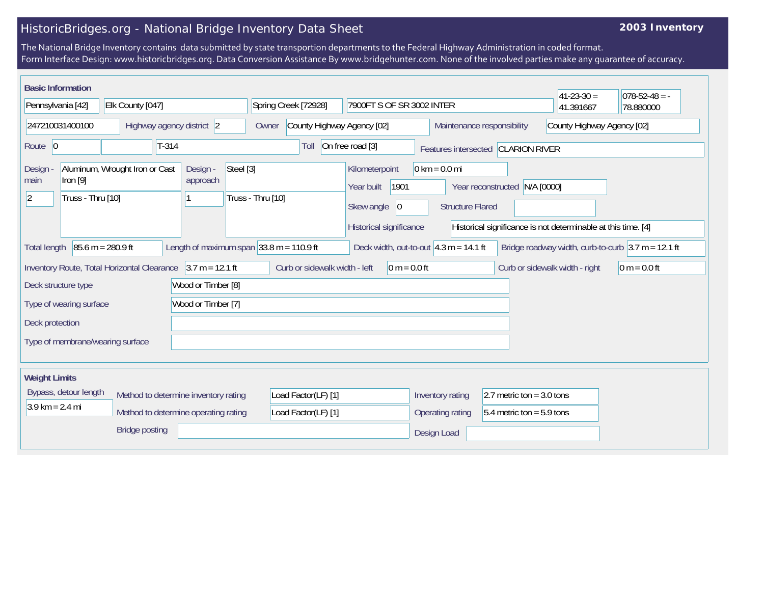# HistoricBridges.org - National Bridge Inventory Data Sheet

**2003 Inventory**

The National Bridge Inventory contains data submitted by state transportion departments to the Federal Highway Administration in coded format.
Form Interface Design: www.historicbridges.org. Data Conversion Assistance By www.bridgehunter.com. None of the involved parties make any guarantee of accuracy.

## Basic Information

| | |
|---|---|
| State | Pennsylvania [42] |
| County | Elk County [047] |
| Place | Spring Creek [72928] |
| Location | 7900FT S OF SR 3002 INTER |
| Latitude | 41-23-30 = 41.391667 |
| Longitude | 078-52-48 = -78.880000 |
| Structure number | 247210031400100 |
| Highway agency district | 2 |
| Owner | County Highway Agency [02] |
| Maintenance responsibility | County Highway Agency [02] |
| Route | 0 |
| Route (facility carried) | T-314 |
| Toll | On free road [3] |
| Features intersected | CLARION RIVER |
| Design - main | Aluminum, Wrought Iron or Cast Iron [9]; 2; Truss - Thru [10] |
| Design - approach | Steel [3]; 1; Truss - Thru [10] |
| Kilometerpoint | 0 km = 0.0 mi |
| Year built | 1901 |
| Year reconstructed | N/A [0000] |
| Skew angle | 0 |
| Structure Flared | |
| Historical significance | Historical significance is not determinable at this time. [4] |
| Total length | 85.6 m = 280.9 ft |
| Length of maximum span | 33.8 m = 110.9 ft |
| Deck width, out-to-out | 4.3 m = 14.1 ft |
| Bridge roadway width, curb-to-curb | 3.7 m = 12.1 ft |
| Inventory Route, Total Horizontal Clearance | 3.7 m = 12.1 ft |
| Curb or sidewalk width - left | 0 m = 0.0 ft |
| Curb or sidewalk width - right | 0 m = 0.0 ft |
| Deck structure type | Wood or Timber [8] |
| Type of wearing surface | Wood or Timber [7] |
| Deck protection | |
| Type of membrane/wearing surface | |

## Weight Limits

| | |
|---|---|
| Bypass, detour length | 3.9 km = 2.4 mi |
| Method to determine inventory rating | Load Factor(LF) [1] |
| Method to determine operating rating | Load Factor(LF) [1] |
| Inventory rating | 2.7 metric ton = 3.0 tons |
| Operating rating | 5.4 metric ton = 5.9 tons |
| Bridge posting | |
| Design Load | |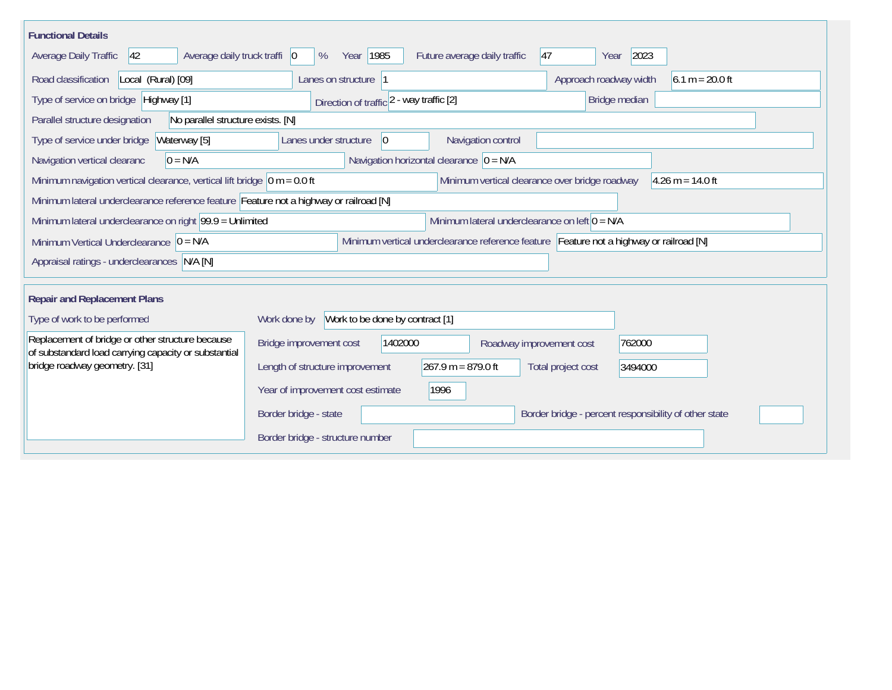## Functional Details

| Field | Value |
|---|---|
| Average Daily Traffic | 42 |
| Average daily truck traffi | 0 % |
| Year | 1985 |
| Future average daily traffic | 47 |
| Year | 2023 |
| Road classification | Local (Rural) [09] |
| Lanes on structure | 1 |
| Approach roadway width | 6.1 m = 20.0 ft |
| Type of service on bridge | Highway [1] |
| Direction of traffic | 2 - way traffic [2] |
| Bridge median | |
| Parallel structure designation | No parallel structure exists. [N] |
| Type of service under bridge | Waterway [5] |
| Lanes under structure | 0 |
| Navigation control | |
| Navigation vertical clearanc | 0 = N/A |
| Navigation horizontal clearance | 0 = N/A |
| Minimum navigation vertical clearance, vertical lift bridge | 0 m = 0.0 ft |
| Minimum vertical clearance over bridge roadway | 4.26 m = 14.0 ft |
| Minimum lateral underclearance reference feature | Feature not a highway or railroad [N] |
| Minimum lateral underclearance on right | 99.9 = Unlimited |
| Minimum lateral underclearance on left | 0 = N/A |
| Minimum Vertical Underclearance | 0 = N/A |
| Minimum vertical underclearance reference feature | Feature not a highway or railroad [N] |
| Appraisal ratings - underclearances | N/A [N] |

## Repair and Replacement Plans

**Type of work to be performed**

Replacement of bridge or other structure because of substandard load carrying capacity or substantial bridge roadway geometry. [31]

| Field | Value |
|---|---|
| Work done by | Work to be done by contract [1] |
| Bridge improvement cost | 1402000 |
| Roadway improvement cost | 762000 |
| Length of structure improvement | 267.9 m = 879.0 ft |
| Total project cost | 3494000 |
| Year of improvement cost estimate | 1996 |
| Border bridge - state | |
| Border bridge - percent responsibility of other state | |
| Border bridge - structure number | |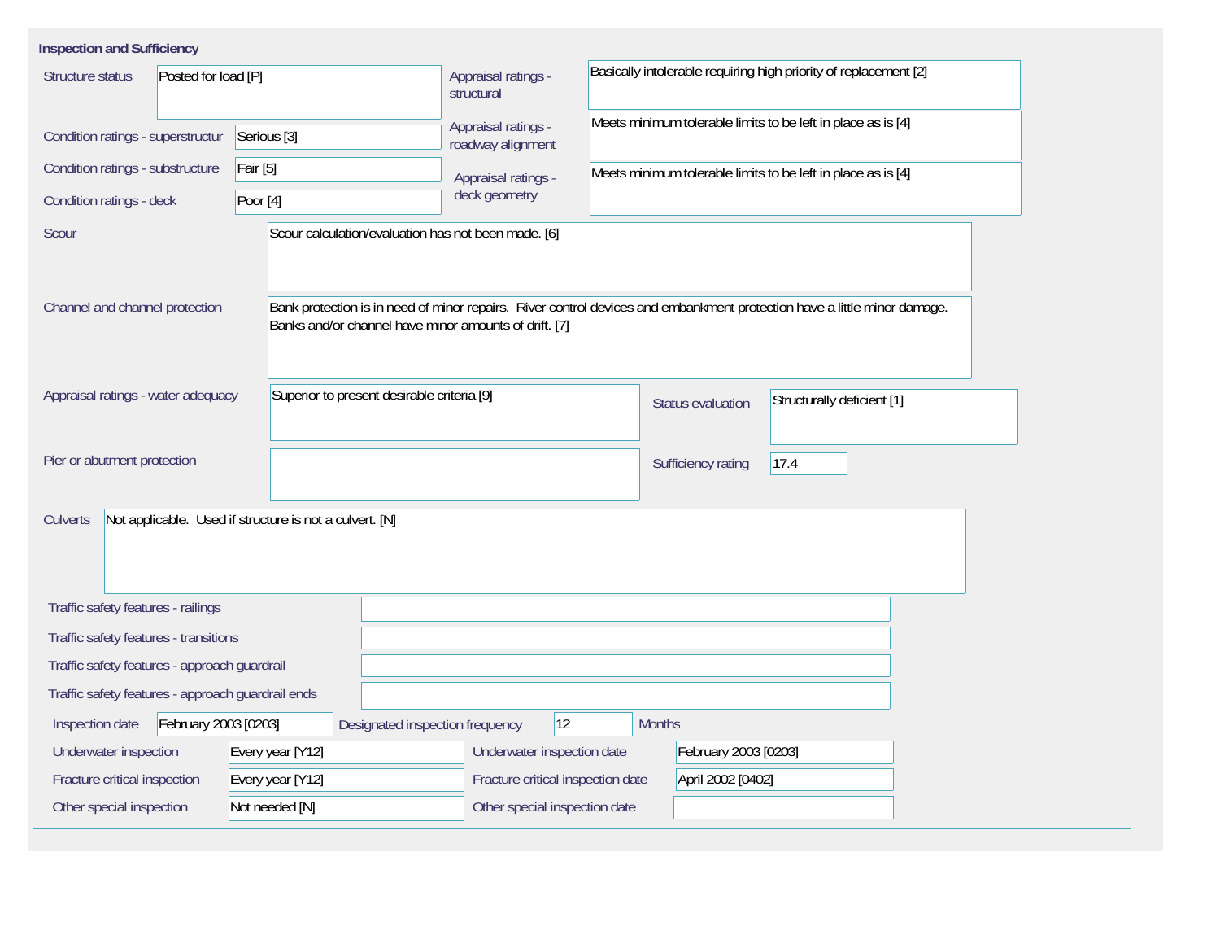## Inspection and Sufficiency

| Field | Value |
| --- | --- |
| Structure status | Posted for load [P] |
| Appraisal ratings - structural | Basically intolerable requiring high priority of replacement [2] |
| Condition ratings - superstructur | Serious [3] |
| Appraisal ratings - roadway alignment | Meets minimum tolerable limits to be left in place as is [4] |
| Condition ratings - substructure | Fair [5] |
| Appraisal ratings - deck geometry | Meets minimum tolerable limits to be left in place as is [4] |
| Condition ratings - deck | Poor [4] |
| Scour | Scour calculation/evaluation has not been made. [6] |
| Channel and channel protection | Bank protection is in need of minor repairs. River control devices and embankment protection have a little minor damage. Banks and/or channel have minor amounts of drift. [7] |
| Appraisal ratings - water adequacy | Superior to present desirable criteria [9] |
| Status evaluation | Structurally deficient [1] |
| Pier or abutment protection | |
| Sufficiency rating | 17.4 |
| Culverts | Not applicable. Used if structure is not a culvert. [N] |
| Traffic safety features - railings | |
| Traffic safety features - transitions | |
| Traffic safety features - approach guardrail | |
| Traffic safety features - approach guardrail ends | |
| Inspection date | February 2003 [0203] |
| Designated inspection frequency | 12 Months |
| Underwater inspection | Every year [Y12] |
| Underwater inspection date | February 2003 [0203] |
| Fracture critical inspection | Every year [Y12] |
| Fracture critical inspection date | April 2002 [0402] |
| Other special inspection | Not needed [N] |
| Other special inspection date | |